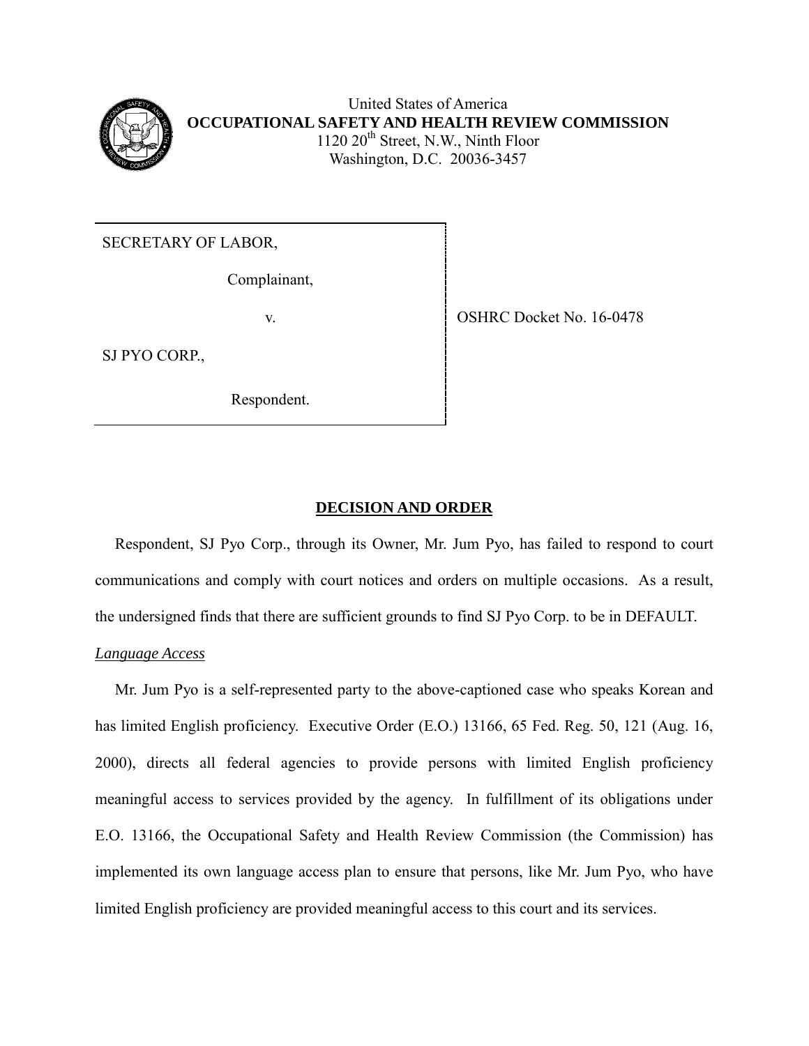United States of America
**OCCUPATIONAL SAFETY AND HEALTH REVIEW COMMISSION**
1120 20th Street, N.W., Ninth Floor
Washington, D.C. 20036-3457

| | |
|---|---|
| SECRETARY OF LABOR,<br><br>Complainant,<br><br>v.<br><br>SJ PYO CORP.,<br><br>Respondent. | OSHRC Docket No. 16-0478 |

## **DECISION AND ORDER**

Respondent, SJ Pyo Corp., through its Owner, Mr. Jum Pyo, has failed to respond to court communications and comply with court notices and orders on multiple occasions. As a result, the undersigned finds that there are sufficient grounds to find SJ Pyo Corp. to be in DEFAULT.

*Language Access*

Mr. Jum Pyo is a self-represented party to the above-captioned case who speaks Korean and has limited English proficiency. Executive Order (E.O.) 13166, 65 Fed. Reg. 50, 121 (Aug. 16, 2000), directs all federal agencies to provide persons with limited English proficiency meaningful access to services provided by the agency. In fulfillment of its obligations under E.O. 13166, the Occupational Safety and Health Review Commission (the Commission) has implemented its own language access plan to ensure that persons, like Mr. Jum Pyo, who have limited English proficiency are provided meaningful access to this court and its services.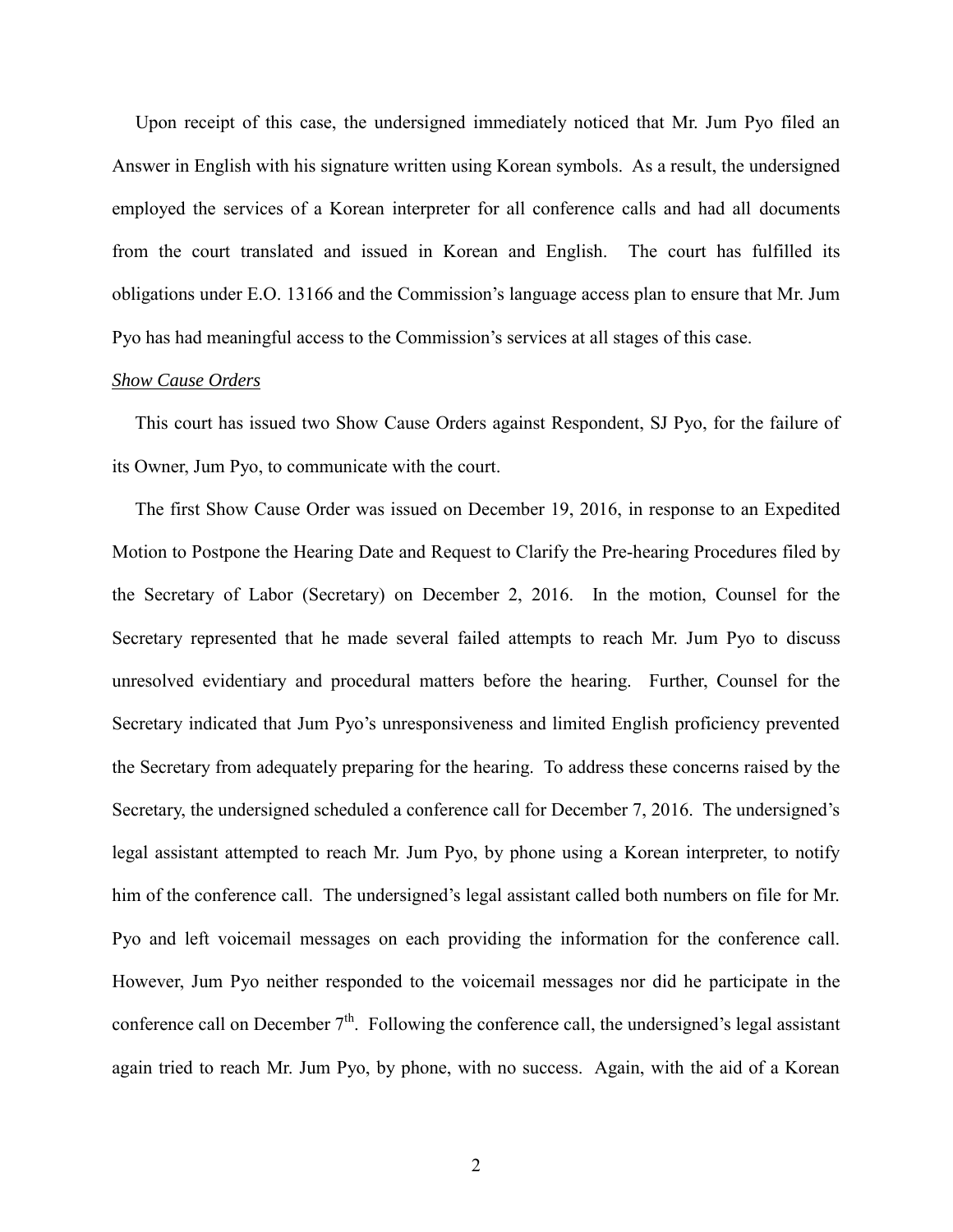Upon receipt of this case, the undersigned immediately noticed that Mr. Jum Pyo filed an Answer in English with his signature written using Korean symbols. As a result, the undersigned employed the services of a Korean interpreter for all conference calls and had all documents from the court translated and issued in Korean and English. The court has fulfilled its obligations under E.O. 13166 and the Commission's language access plan to ensure that Mr. Jum Pyo has had meaningful access to the Commission's services at all stages of this case.

*Show Cause Orders*

This court has issued two Show Cause Orders against Respondent, SJ Pyo, for the failure of its Owner, Jum Pyo, to communicate with the court.

The first Show Cause Order was issued on December 19, 2016, in response to an Expedited Motion to Postpone the Hearing Date and Request to Clarify the Pre-hearing Procedures filed by the Secretary of Labor (Secretary) on December 2, 2016. In the motion, Counsel for the Secretary represented that he made several failed attempts to reach Mr. Jum Pyo to discuss unresolved evidentiary and procedural matters before the hearing. Further, Counsel for the Secretary indicated that Jum Pyo's unresponsiveness and limited English proficiency prevented the Secretary from adequately preparing for the hearing. To address these concerns raised by the Secretary, the undersigned scheduled a conference call for December 7, 2016. The undersigned's legal assistant attempted to reach Mr. Jum Pyo, by phone using a Korean interpreter, to notify him of the conference call. The undersigned's legal assistant called both numbers on file for Mr. Pyo and left voicemail messages on each providing the information for the conference call. However, Jum Pyo neither responded to the voicemail messages nor did he participate in the conference call on December 7th. Following the conference call, the undersigned's legal assistant again tried to reach Mr. Jum Pyo, by phone, with no success. Again, with the aid of a Korean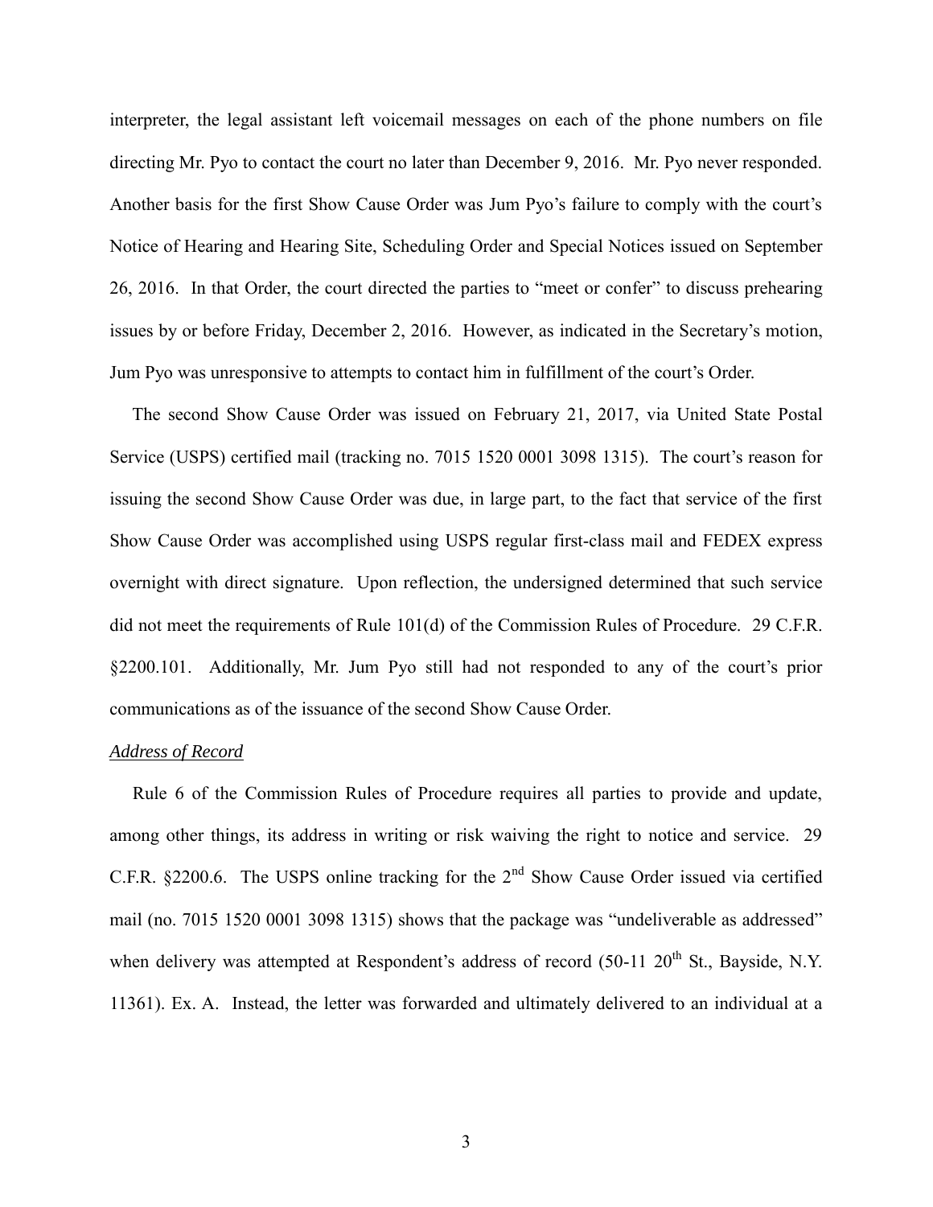interpreter, the legal assistant left voicemail messages on each of the phone numbers on file directing Mr. Pyo to contact the court no later than December 9, 2016. Mr. Pyo never responded. Another basis for the first Show Cause Order was Jum Pyo's failure to comply with the court's Notice of Hearing and Hearing Site, Scheduling Order and Special Notices issued on September 26, 2016. In that Order, the court directed the parties to "meet or confer" to discuss prehearing issues by or before Friday, December 2, 2016. However, as indicated in the Secretary's motion, Jum Pyo was unresponsive to attempts to contact him in fulfillment of the court's Order.

The second Show Cause Order was issued on February 21, 2017, via United State Postal Service (USPS) certified mail (tracking no. 7015 1520 0001 3098 1315). The court's reason for issuing the second Show Cause Order was due, in large part, to the fact that service of the first Show Cause Order was accomplished using USPS regular first-class mail and FEDEX express overnight with direct signature. Upon reflection, the undersigned determined that such service did not meet the requirements of Rule 101(d) of the Commission Rules of Procedure. 29 C.F.R. §2200.101. Additionally, Mr. Jum Pyo still had not responded to any of the court's prior communications as of the issuance of the second Show Cause Order.

*Address of Record*

Rule 6 of the Commission Rules of Procedure requires all parties to provide and update, among other things, its address in writing or risk waiving the right to notice and service. 29 C.F.R. §2200.6. The USPS online tracking for the 2nd Show Cause Order issued via certified mail (no. 7015 1520 0001 3098 1315) shows that the package was "undeliverable as addressed" when delivery was attempted at Respondent's address of record (50-11 20th St., Bayside, N.Y. 11361). Ex. A. Instead, the letter was forwarded and ultimately delivered to an individual at a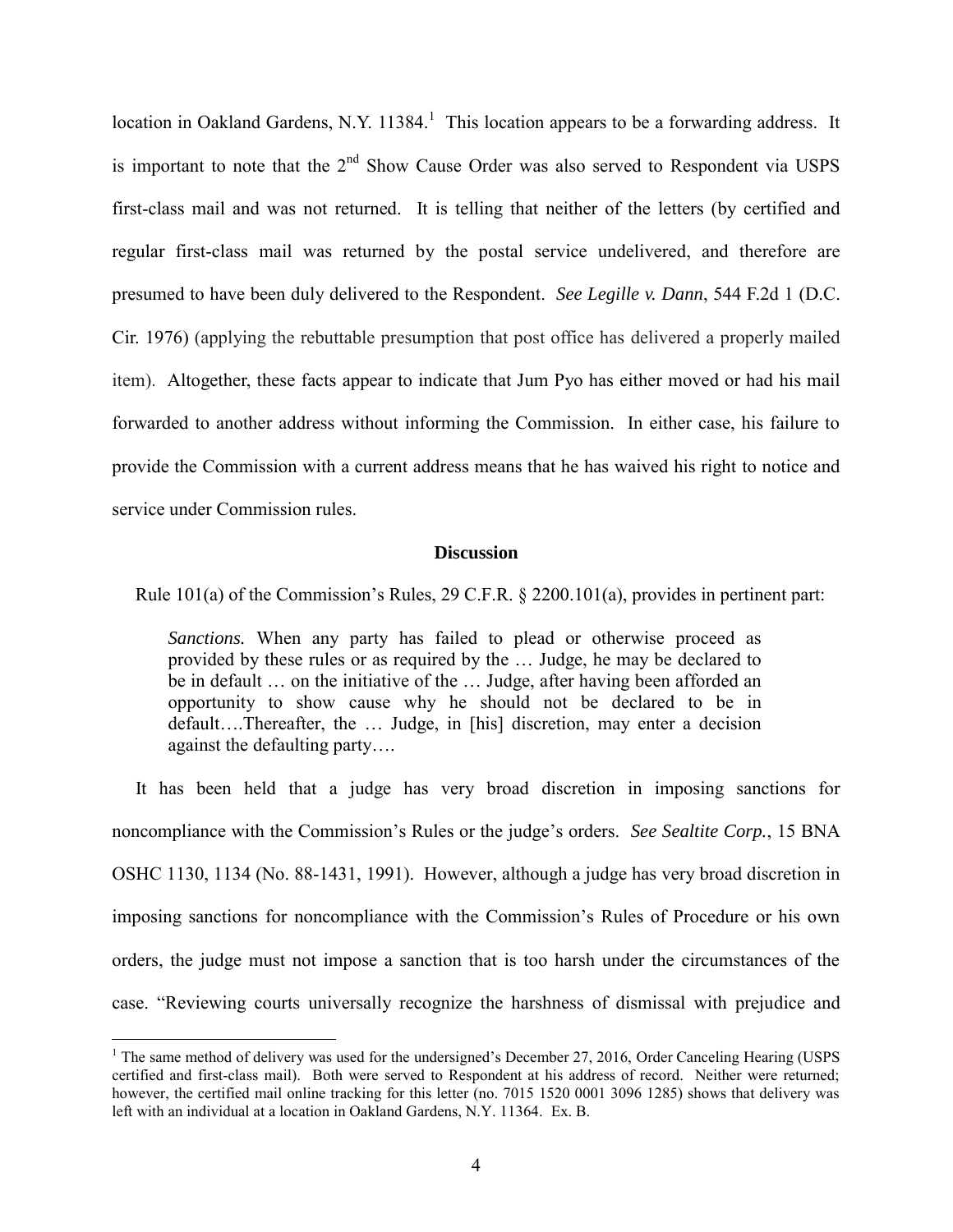location in Oakland Gardens, N.Y. 11384.[1] This location appears to be a forwarding address. It is important to note that the 2nd Show Cause Order was also served to Respondent via USPS first-class mail and was not returned. It is telling that neither of the letters (by certified and regular first-class mail was returned by the postal service undelivered, and therefore are presumed to have been duly delivered to the Respondent. *See Legille v. Dann*, 544 F.2d 1 (D.C. Cir. 1976) (applying the rebuttable presumption that post office has delivered a properly mailed item). Altogether, these facts appear to indicate that Jum Pyo has either moved or had his mail forwarded to another address without informing the Commission. In either case, his failure to provide the Commission with a current address means that he has waived his right to notice and service under Commission rules.

## Discussion

Rule 101(a) of the Commission's Rules, 29 C.F.R. § 2200.101(a), provides in pertinent part:

> *Sanctions.* When any party has failed to plead or otherwise proceed as provided by these rules or as required by the … Judge, he may be declared to be in default … on the initiative of the … Judge, after having been afforded an opportunity to show cause why he should not be declared to be in default….Thereafter, the … Judge, in [his] discretion, may enter a decision against the defaulting party….

It has been held that a judge has very broad discretion in imposing sanctions for noncompliance with the Commission's Rules or the judge's orders. *See Sealtite Corp.*, 15 BNA OSHC 1130, 1134 (No. 88-1431, 1991). However, although a judge has very broad discretion in imposing sanctions for noncompliance with the Commission's Rules of Procedure or his own orders, the judge must not impose a sanction that is too harsh under the circumstances of the case. "Reviewing courts universally recognize the harshness of dismissal with prejudice and

---

[1] The same method of delivery was used for the undersigned's December 27, 2016, Order Canceling Hearing (USPS certified and first-class mail). Both were served to Respondent at his address of record. Neither were returned; however, the certified mail online tracking for this letter (no. 7015 1520 0001 3096 1285) shows that delivery was left with an individual at a location in Oakland Gardens, N.Y. 11364. Ex. B.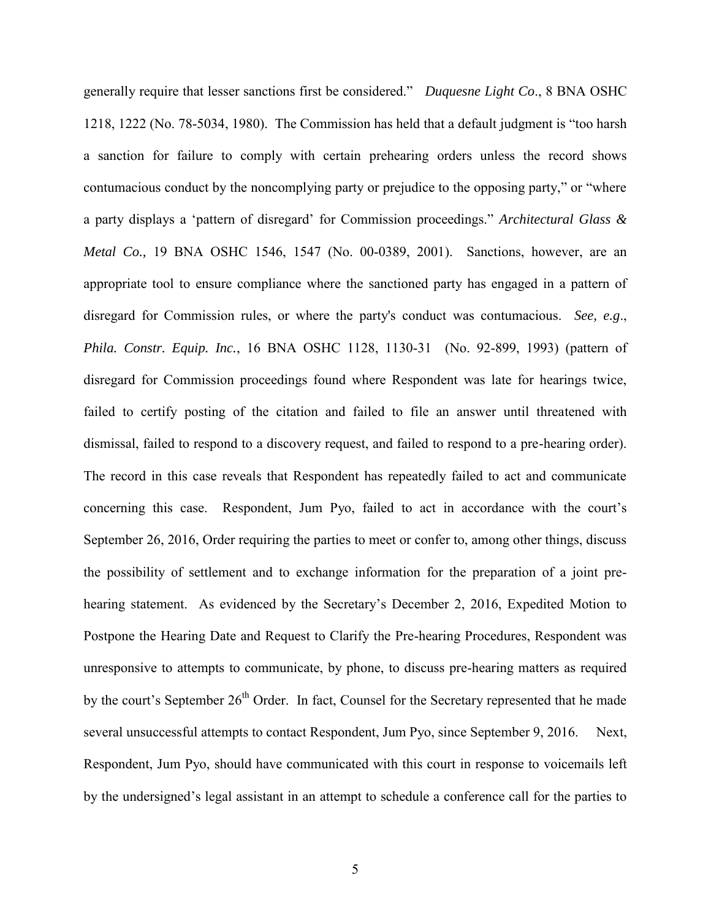generally require that lesser sanctions first be considered." *Duquesne Light Co*., 8 BNA OSHC 1218, 1222 (No. 78-5034, 1980). The Commission has held that a default judgment is "too harsh a sanction for failure to comply with certain prehearing orders unless the record shows contumacious conduct by the noncomplying party or prejudice to the opposing party," or "where a party displays a 'pattern of disregard' for Commission proceedings." *Architectural Glass & Metal Co.,* 19 BNA OSHC 1546, 1547 (No. 00-0389, 2001). Sanctions, however, are an appropriate tool to ensure compliance where the sanctioned party has engaged in a pattern of disregard for Commission rules, or where the party's conduct was contumacious. *See, e.g*., *Phila. Constr. Equip. Inc.*, 16 BNA OSHC 1128, 1130-31 (No. 92-899, 1993) (pattern of disregard for Commission proceedings found where Respondent was late for hearings twice, failed to certify posting of the citation and failed to file an answer until threatened with dismissal, failed to respond to a discovery request, and failed to respond to a pre-hearing order). The record in this case reveals that Respondent has repeatedly failed to act and communicate concerning this case. Respondent, Jum Pyo, failed to act in accordance with the court's September 26, 2016, Order requiring the parties to meet or confer to, among other things, discuss the possibility of settlement and to exchange information for the preparation of a joint pre-hearing statement. As evidenced by the Secretary's December 2, 2016, Expedited Motion to Postpone the Hearing Date and Request to Clarify the Pre-hearing Procedures, Respondent was unresponsive to attempts to communicate, by phone, to discuss pre-hearing matters as required by the court's September 26th Order. In fact, Counsel for the Secretary represented that he made several unsuccessful attempts to contact Respondent, Jum Pyo, since September 9, 2016. Next, Respondent, Jum Pyo, should have communicated with this court in response to voicemails left by the undersigned's legal assistant in an attempt to schedule a conference call for the parties to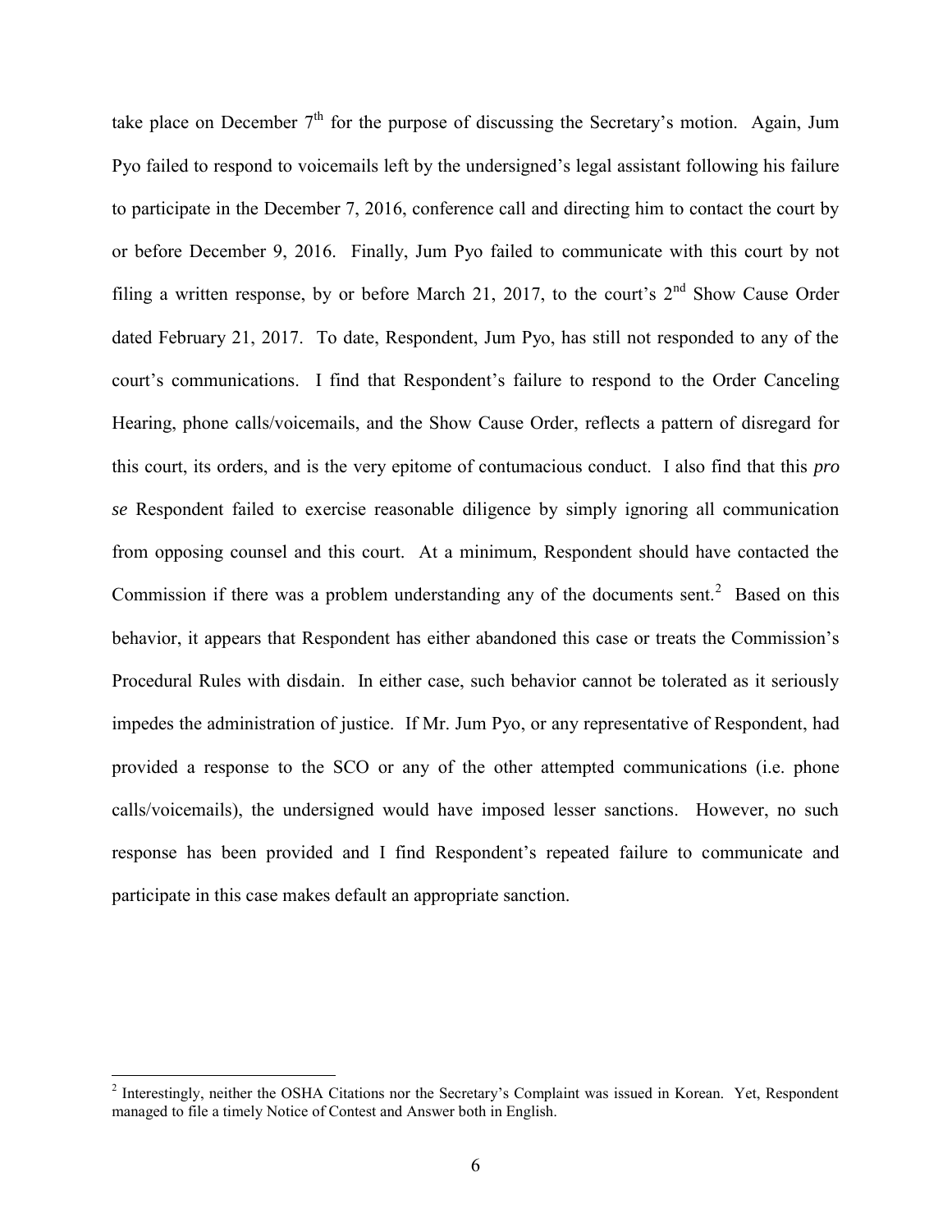take place on December 7th for the purpose of discussing the Secretary's motion. Again, Jum Pyo failed to respond to voicemails left by the undersigned's legal assistant following his failure to participate in the December 7, 2016, conference call and directing him to contact the court by or before December 9, 2016. Finally, Jum Pyo failed to communicate with this court by not filing a written response, by or before March 21, 2017, to the court's 2nd Show Cause Order dated February 21, 2017. To date, Respondent, Jum Pyo, has still not responded to any of the court's communications. I find that Respondent's failure to respond to the Order Canceling Hearing, phone calls/voicemails, and the Show Cause Order, reflects a pattern of disregard for this court, its orders, and is the very epitome of contumacious conduct. I also find that this *pro se* Respondent failed to exercise reasonable diligence by simply ignoring all communication from opposing counsel and this court. At a minimum, Respondent should have contacted the Commission if there was a problem understanding any of the documents sent.[2] Based on this behavior, it appears that Respondent has either abandoned this case or treats the Commission's Procedural Rules with disdain. In either case, such behavior cannot be tolerated as it seriously impedes the administration of justice. If Mr. Jum Pyo, or any representative of Respondent, had provided a response to the SCO or any of the other attempted communications (i.e. phone calls/voicemails), the undersigned would have imposed lesser sanctions. However, no such response has been provided and I find Respondent's repeated failure to communicate and participate in this case makes default an appropriate sanction.

---

[2] Interestingly, neither the OSHA Citations nor the Secretary's Complaint was issued in Korean. Yet, Respondent managed to file a timely Notice of Contest and Answer both in English.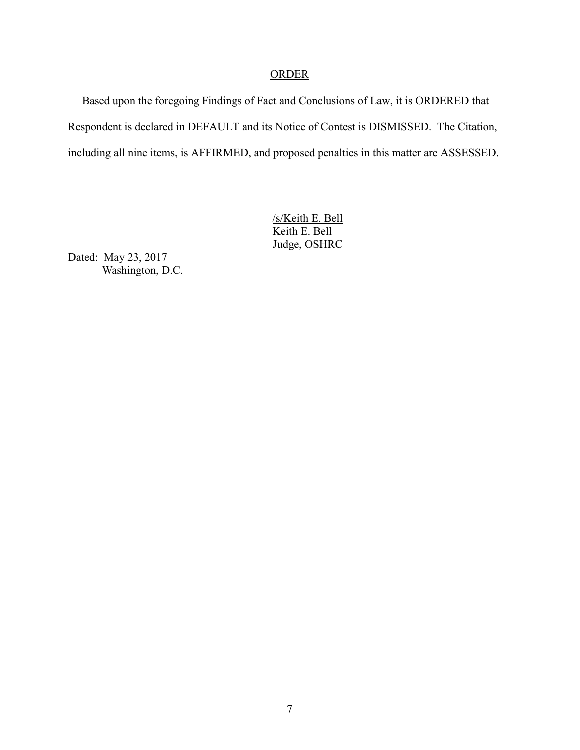## ORDER

Based upon the foregoing Findings of Fact and Conclusions of Law, it is ORDERED that Respondent is declared in DEFAULT and its Notice of Contest is DISMISSED. The Citation, including all nine items, is AFFIRMED, and proposed penalties in this matter are ASSESSED.

/s/Keith E. Bell
Keith E. Bell
Judge, OSHRC

Dated: May 23, 2017
Washington, D.C.